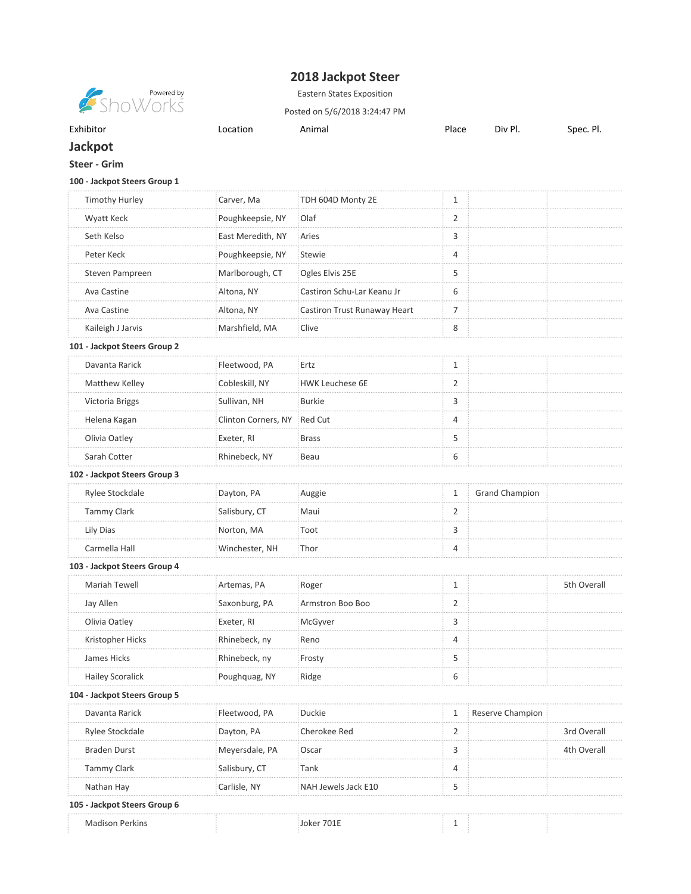# 2018 Jackpot Steer

Eastern States Exposition

Posted on 5/6/2018 3:24:47 PM

| Exhibitor | Location | Animal | Place | Div Pl. | Spec. Pl. |
|---|---|---|---|---|---|
| **Jackpot** | | | | | |
| **Steer - Grim** | | | | | |
| **100 - Jackpot Steers Group 1** | | | | | |
| Timothy Hurley | Carver, Ma | TDH 604D Monty 2E | 1 | | |
| Wyatt Keck | Poughkeepsie, NY | Olaf | 2 | | |
| Seth Kelso | East Meredith, NY | Aries | 3 | | |
| Peter Keck | Poughkeepsie, NY | Stewie | 4 | | |
| Steven Pampreen | Marlborough, CT | Ogles Elvis 25E | 5 | | |
| Ava Castine | Altona, NY | Castiron Schu-Lar Keanu Jr | 6 | | |
| Ava Castine | Altona, NY | Castiron Trust Runaway Heart | 7 | | |
| Kaileigh J Jarvis | Marshfield, MA | Clive | 8 | | |
| **101 - Jackpot Steers Group 2** | | | | | |
| Davanta Rarick | Fleetwood, PA | Ertz | 1 | | |
| Matthew Kelley | Cobleskill, NY | HWK Leuchese 6E | 2 | | |
| Victoria Briggs | Sullivan, NH | Burkie | 3 | | |
| Helena Kagan | Clinton Corners, NY | Red Cut | 4 | | |
| Olivia Oatley | Exeter, RI | Brass | 5 | | |
| Sarah Cotter | Rhinebeck, NY | Beau | 6 | | |
| **102 - Jackpot Steers Group 3** | | | | | |
| Rylee Stockdale | Dayton, PA | Auggie | 1 | Grand Champion | |
| Tammy Clark | Salisbury, CT | Maui | 2 | | |
| Lily Dias | Norton, MA | Toot | 3 | | |
| Carmella Hall | Winchester, NH | Thor | 4 | | |
| **103 - Jackpot Steers Group 4** | | | | | |
| Mariah Tewell | Artemas, PA | Roger | 1 | | 5th Overall |
| Jay Allen | Saxonburg, PA | Armstron Boo Boo | 2 | | |
| Olivia Oatley | Exeter, RI | McGyver | 3 | | |
| Kristopher Hicks | Rhinebeck, ny | Reno | 4 | | |
| James Hicks | Rhinebeck, ny | Frosty | 5 | | |
| Hailey Scoralick | Poughquag, NY | Ridge | 6 | | |
| **104 - Jackpot Steers Group 5** | | | | | |
| Davanta Rarick | Fleetwood, PA | Duckie | 1 | Reserve Champion | |
| Rylee Stockdale | Dayton, PA | Cherokee Red | 2 | | 3rd Overall |
| Braden Durst | Meyersdale, PA | Oscar | 3 | | 4th Overall |
| Tammy Clark | Salisbury, CT | Tank | 4 | | |
| Nathan Hay | Carlisle, NY | NAH Jewels Jack E10 | 5 | | |
| **105 - Jackpot Steers Group 6** | | | | | |
| Madison Perkins | | Joker 701E | 1 | | |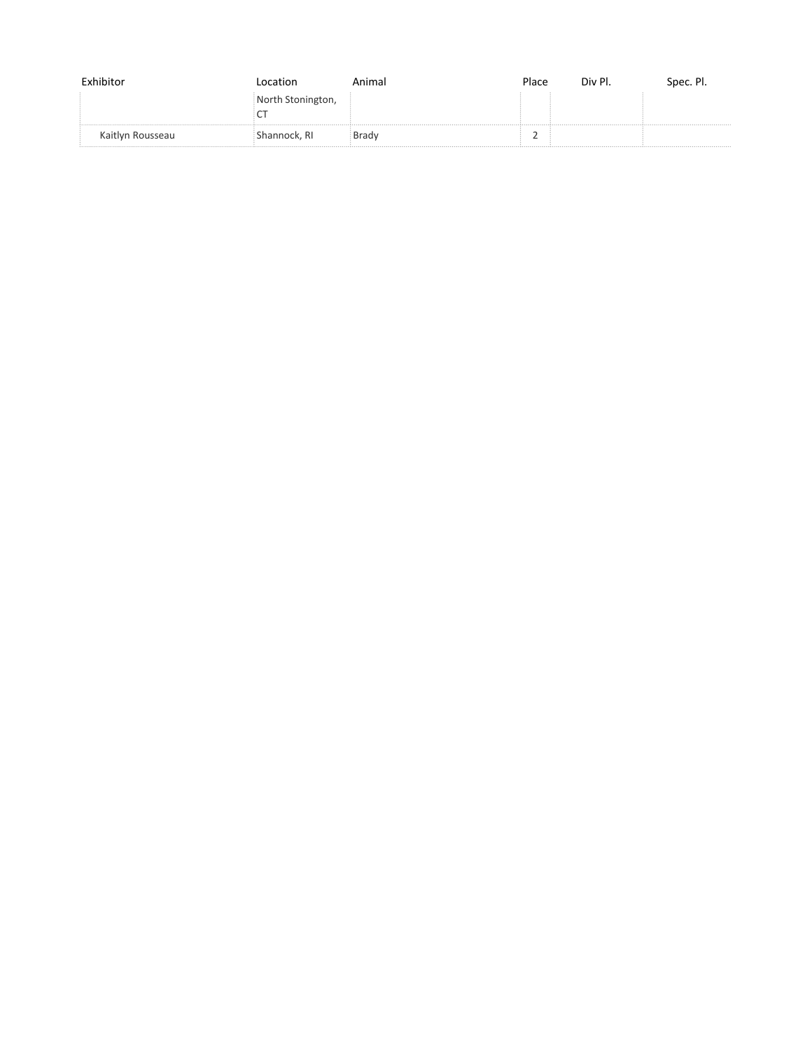| Exhibitor | Location | Animal | Place | Div Pl. | Spec. Pl. |
|---|---|---|---|---|---|
| | North Stonington, CT | | | | |
| Kaitlyn Rousseau | Shannock, RI | Brady | 2 | | |